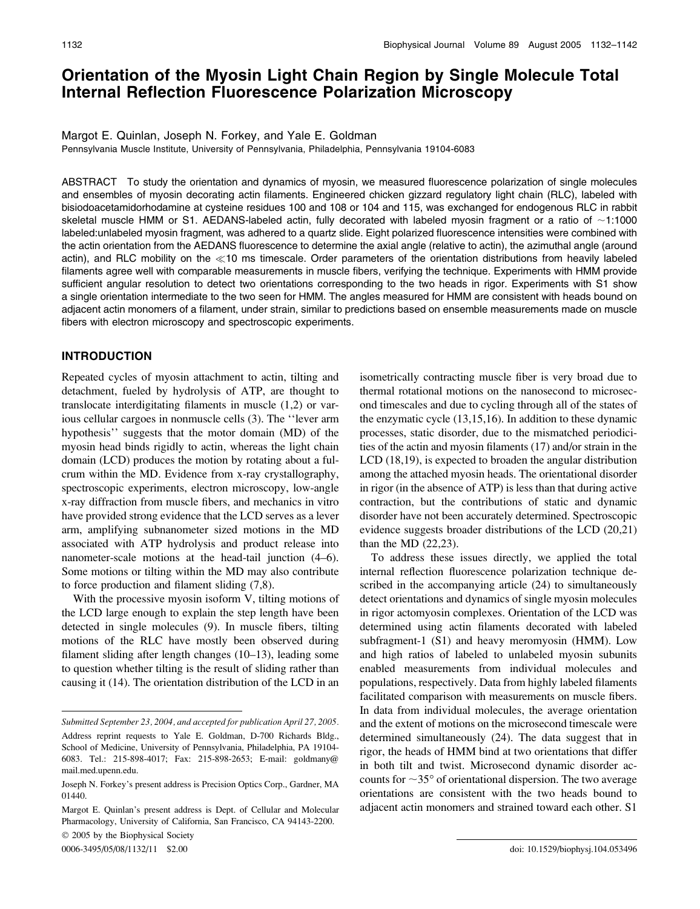# Orientation of the Myosin Light Chain Region by Single Molecule Total Internal Reflection Fluorescence Polarization Microscopy

Margot E. Quinlan, Joseph N. Forkey, and Yale E. Goldman

Pennsylvania Muscle Institute, University of Pennsylvania, Philadelphia, Pennsylvania 19104-6083

ABSTRACT To study the orientation and dynamics of myosin, we measured fluorescence polarization of single molecules and ensembles of myosin decorating actin filaments. Engineered chicken gizzard regulatory light chain (RLC), labeled with bisiodoacetamidorhodamine at cysteine residues 100 and 108 or 104 and 115, was exchanged for endogenous RLC in rabbit skeletal muscle HMM or S1. AEDANS-labeled actin, fully decorated with labeled myosin fragment or a ratio of ~1:1000 labeled:unlabeled myosin fragment, was adhered to a quartz slide. Eight polarized fluorescence intensities were combined with the actin orientation from the AEDANS fluorescence to determine the axial angle (relative to actin), the azimuthal angle (around actin), and RLC mobility on the ≪10 ms timescale. Order parameters of the orientation distributions from heavily labeled filaments agree well with comparable measurements in muscle fibers, verifying the technique. Experiments with HMM provide sufficient angular resolution to detect two orientations corresponding to the two heads in rigor. Experiments with S1 show a single orientation intermediate to the two seen for HMM. The angles measured for HMM are consistent with heads bound on adjacent actin monomers of a filament, under strain, similar to predictions based on ensemble measurements made on muscle fibers with electron microscopy and spectroscopic experiments.

## INTRODUCTION

Repeated cycles of myosin attachment to actin, tilting and detachment, fueled by hydrolysis of ATP, are thought to translocate interdigitating filaments in muscle (1,2) or various cellular cargoes in nonmuscle cells (3). The ''lever arm hypothesis'' suggests that the motor domain (MD) of the myosin head binds rigidly to actin, whereas the light chain domain (LCD) produces the motion by rotating about a fulcrum within the MD. Evidence from x-ray crystallography, spectroscopic experiments, electron microscopy, low-angle x-ray diffraction from muscle fibers, and mechanics in vitro have provided strong evidence that the LCD serves as a lever arm, amplifying subnanometer sized motions in the MD associated with ATP hydrolysis and product release into nanometer-scale motions at the head-tail junction (4–6). Some motions or tilting within the MD may also contribute to force production and filament sliding (7,8).

With the processive myosin isoform V, tilting motions of the LCD large enough to explain the step length have been detected in single molecules (9). In muscle fibers, tilting motions of the RLC have mostly been observed during filament sliding after length changes (10–13), leading some to question whether tilting is the result of sliding rather than causing it (14). The orientation distribution of the LCD in an isometrically contracting muscle fiber is very broad due to thermal rotational motions on the nanosecond to microsecond timescales and due to cycling through all of the states of the enzymatic cycle (13,15,16). In addition to these dynamic processes, static disorder, due to the mismatched periodicities of the actin and myosin filaments (17) and/or strain in the LCD (18,19), is expected to broaden the angular distribution among the attached myosin heads. The orientational disorder in rigor (in the absence of ATP) is less than that during active contraction, but the contributions of static and dynamic disorder have not been accurately determined. Spectroscopic evidence suggests broader distributions of the LCD (20,21) than the MD (22,23).

To address these issues directly, we applied the total internal reflection fluorescence polarization technique described in the accompanying article (24) to simultaneously detect orientations and dynamics of single myosin molecules in rigor actomyosin complexes. Orientation of the LCD was determined using actin filaments decorated with labeled subfragment-1 (S1) and heavy meromyosin (HMM). Low and high ratios of labeled to unlabeled myosin subunits enabled measurements from individual molecules and populations, respectively. Data from highly labeled filaments facilitated comparison with measurements on muscle fibers. In data from individual molecules, the average orientation and the extent of motions on the microsecond timescale were determined simultaneously (24). The data suggest that in rigor, the heads of HMM bind at two orientations that differ in both tilt and twist. Microsecond dynamic disorder accounts for ~35° of orientational dispersion. The two average orientations are consistent with the two heads bound to adjacent actin monomers and strained toward each other. S1

---

*Submitted September 23, 2004, and accepted for publication April 27, 2005.*

Address reprint requests to Yale E. Goldman, D-700 Richards Bldg., School of Medicine, University of Pennsylvania, Philadelphia, PA 19104-6083. Tel.: 215-898-4017; Fax: 215-898-2653; E-mail: goldmany@mail.med.upenn.edu.

Joseph N. Forkey's present address is Precision Optics Corp., Gardner, MA 01440.

Margot E. Quinlan's present address is Dept. of Cellular and Molecular Pharmacology, University of California, San Francisco, CA 94143-2200.

© 2005 by the Biophysical Society

0006-3495/05/08/1132/11 $2.00

doi: 10.1529/biophysj.104.053496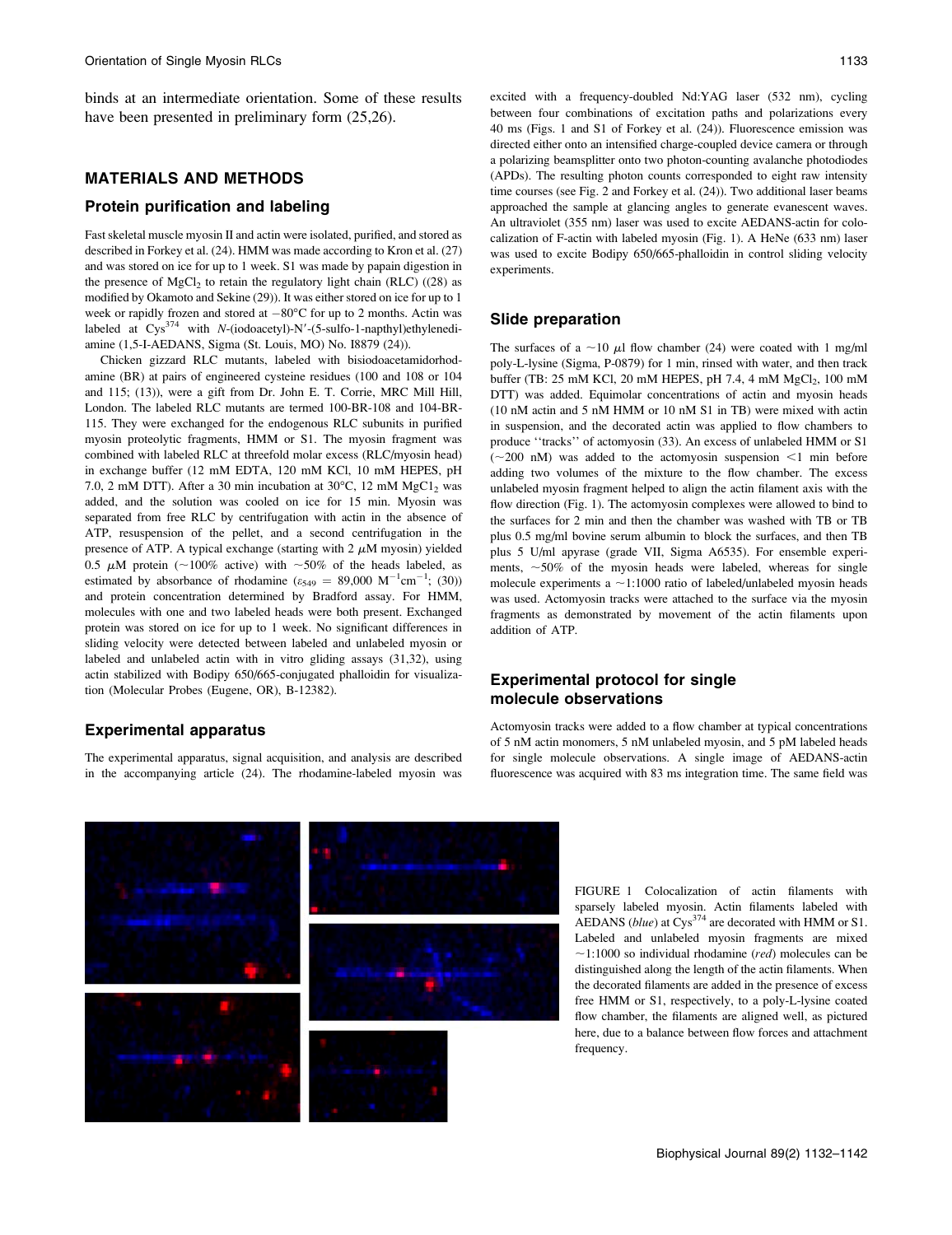binds at an intermediate orientation. Some of these results have been presented in preliminary form (25,26).

## MATERIALS AND METHODS

### Protein purification and labeling

Fast skeletal muscle myosin II and actin were isolated, purified, and stored as described in Forkey et al. (24). HMM was made according to Kron et al. (27) and was stored on ice for up to 1 week. S1 was made by papain digestion in the presence of $MgCl_2$ to retain the regulatory light chain (RLC) ((28) as modified by Okamoto and Sekine (29)). It was either stored on ice for up to 1 week or rapidly frozen and stored at $-80°C$ for up to 2 months. Actin was labeled at $Cys^{374}$ with *N*-(iodoacetyl)-N′-(5-sulfo-1-napthyl)ethylenediamine (1,5-I-AEDANS, Sigma (St. Louis, MO) No. I8879 (24)).

Chicken gizzard RLC mutants, labeled with bisiodoacetamidorhodamine (BR) at pairs of engineered cysteine residues (100 and 108 or 104 and 115; (13)), were a gift from Dr. John E. T. Corrie, MRC Mill Hill, London. The labeled RLC mutants are termed 100-BR-108 and 104-BR-115. They were exchanged for the endogenous RLC subunits in purified myosin proteolytic fragments, HMM or S1. The myosin fragment was combined with labeled RLC at threefold molar excess (RLC/myosin head) in exchange buffer (12 mM EDTA, 120 mM KCl, 10 mM HEPES, pH 7.0, 2 mM DTT). After a 30 min incubation at 30°C, 12 mM $MgCl_2$ was added, and the solution was cooled on ice for 15 min. Myosin was separated from free RLC by centrifugation with actin in the absence of ATP, resuspension of the pellet, and a second centrifugation in the presence of ATP. A typical exchange (starting with 2 $\mu$M myosin) yielded 0.5 $\mu$M protein (~100% active) with ~50% of the heads labeled, as estimated by absorbance of rhodamine ($\varepsilon_{549}$ = 89,000 $M^{-1}cm^{-1}$; (30)) and protein concentration determined by Bradford assay. For HMM, molecules with one and two labeled heads were both present. Exchanged protein was stored on ice for up to 1 week. No significant differences in sliding velocity were detected between labeled and unlabeled myosin or labeled and unlabeled actin with in vitro gliding assays (31,32), using actin stabilized with Bodipy 650/665-conjugated phalloidin for visualization (Molecular Probes (Eugene, OR), B-12382).

### Experimental apparatus

The experimental apparatus, signal acquisition, and analysis are described in the accompanying article (24). The rhodamine-labeled myosin was excited with a frequency-doubled Nd:YAG laser (532 nm), cycling between four combinations of excitation paths and polarizations every 40 ms (Figs. 1 and S1 of Forkey et al. (24)). Fluorescence emission was directed either onto an intensified charge-coupled device camera or through a polarizing beamsplitter onto two photon-counting avalanche photodiodes (APDs). The resulting photon counts corresponded to eight raw intensity time courses (see Fig. 2 and Forkey et al. (24)). Two additional laser beams approached the sample at glancing angles to generate evanescent waves. An ultraviolet (355 nm) laser was used to excite AEDANS-actin for colocalization of F-actin with labeled myosin (Fig. 1). A HeNe (633 nm) laser was used to excite Bodipy 650/665-phalloidin in control sliding velocity experiments.

### Slide preparation

The surfaces of a ~10 $\mu$l flow chamber (24) were coated with 1 mg/ml poly-L-lysine (Sigma, P-0879) for 1 min, rinsed with water, and then track buffer (TB: 25 mM KCl, 20 mM HEPES, pH 7.4, 4 mM $MgCl_2$, 100 mM DTT) was added. Equimolar concentrations of actin and myosin heads (10 nM actin and 5 nM HMM or 10 nM S1 in TB) were mixed with actin in suspension, and the decorated actin was applied to flow chambers to produce "tracks" of actomyosin (33). An excess of unlabeled HMM or S1 (~200 nM) was added to the actomyosin suspension <1 min before adding two volumes of the mixture to the flow chamber. The excess unlabeled myosin fragment helped to align the actin filament axis with the flow direction (Fig. 1). The actomyosin complexes were allowed to bind to the surfaces for 2 min and then the chamber was washed with TB or TB plus 0.5 mg/ml bovine serum albumin to block the surfaces, and then TB plus 5 U/ml apyrase (grade VII, Sigma A6535). For ensemble experiments, ~50% of the myosin heads were labeled, whereas for single molecule experiments a ~1:1000 ratio of labeled/unlabeled myosin heads was used. Actomyosin tracks were attached to the surface via the myosin fragments as demonstrated by movement of the actin filaments upon addition of ATP.

### Experimental protocol for single molecule observations

Actomyosin tracks were added to a flow chamber at typical concentrations of 5 nM actin monomers, 5 nM unlabeled myosin, and 5 pM labeled heads for single molecule observations. A single image of AEDANS-actin fluorescence was acquired with 83 ms integration time. The same field was

FIGURE 1 Colocalization of actin filaments with sparsely labeled myosin. Actin filaments labeled with AEDANS (*blue*) at $Cys^{374}$ are decorated with HMM or S1. Labeled and unlabeled myosin fragments are mixed ~1:1000 so individual rhodamine (*red*) molecules can be distinguished along the length of the actin filaments. When the decorated filaments are added in the presence of excess free HMM or S1, respectively, to a poly-L-lysine coated flow chamber, the filaments are aligned well, as pictured here, due to a balance between flow forces and attachment frequency.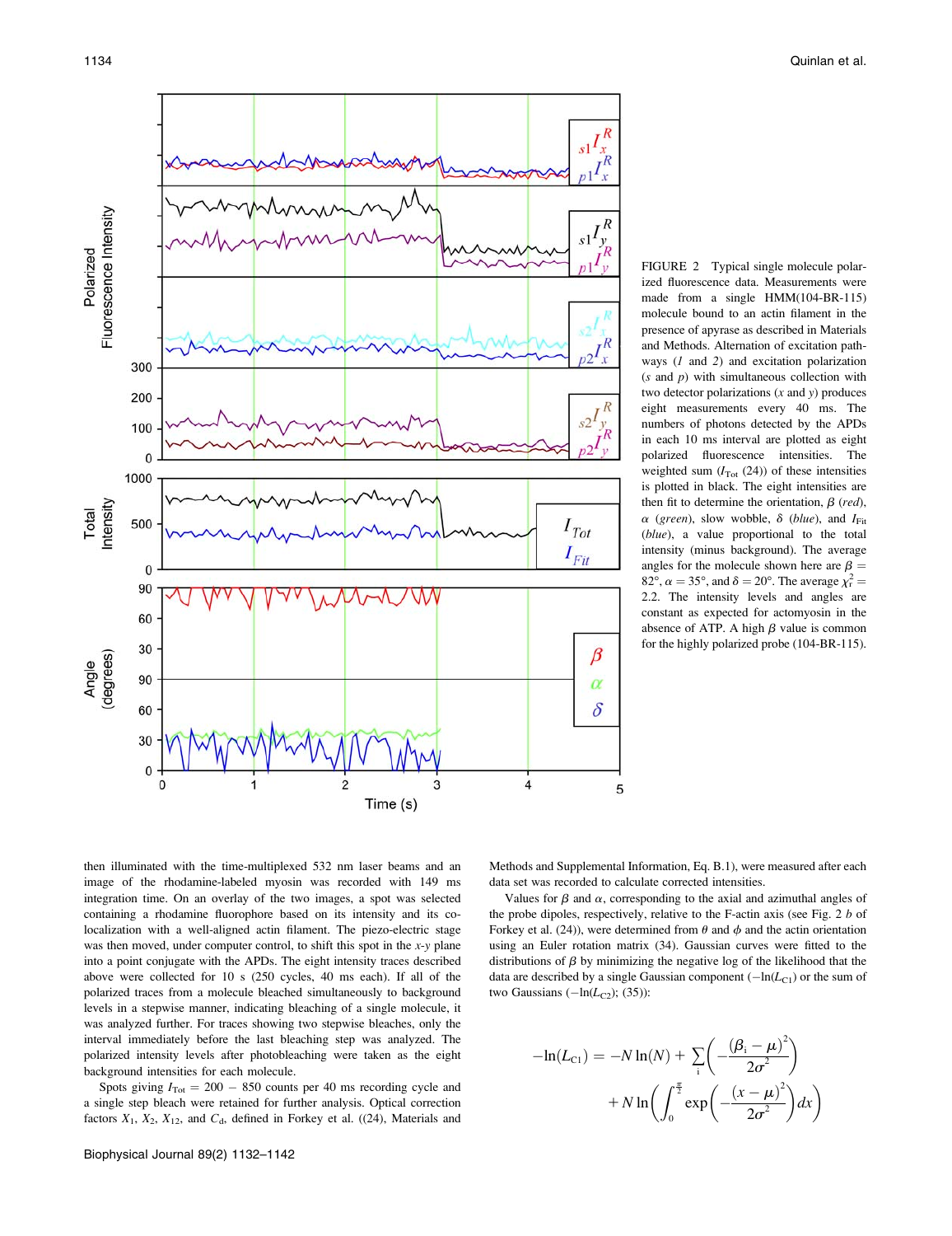FIGURE 2 Typical single molecule polarized fluorescence data. Measurements were made from a single HMM(104-BR-115) molecule bound to an actin filament in the presence of apyrase as described in Materials and Methods. Alternation of excitation pathways (*1* and *2*) and excitation polarization (*s* and *p*) with simultaneous collection with two detector polarizations (*x* and *y*) produces eight measurements every 40 ms. The numbers of photons detected by the APDs in each 10 ms interval are plotted as eight polarized fluorescence intensities. The weighted sum ($I_{Tot}$ (24)) of these intensities is plotted in black. The eight intensities are then fit to determine the orientation, $\beta$ (*red*), $\alpha$ (*green*), slow wobble, $\delta$ (*blue*), and $I_{Fit}$ (*blue*), a value proportional to the total intensity (minus background). The average angles for the molecule shown here are $\beta = 82°$, $\alpha = 35°$, and $\delta = 20°$. The average $\chi_r^2 = 2.2$. The intensity levels and angles are constant as expected for actomyosin in the absence of ATP. A high $\beta$ value is common for the highly polarized probe (104-BR-115).

then illuminated with the time-multiplexed 532 nm laser beams and an image of the rhodamine-labeled myosin was recorded with 149 ms integration time. On an overlay of the two images, a spot was selected containing a rhodamine fluorophore based on its intensity and its colocalization with a well-aligned actin filament. The piezo-electric stage was then moved, under computer control, to shift this spot in the *x*-*y* plane into a point conjugate with the APDs. The eight intensity traces described above were collected for 10 s (250 cycles, 40 ms each). If all of the polarized traces from a molecule bleached simultaneously to background levels in a stepwise manner, indicating bleaching of a single molecule, it was analyzed further. For traces showing two stepwise bleaches, only the interval immediately before the last bleaching step was analyzed. The polarized intensity levels after photobleaching were taken as the eight background intensities for each molecule.

Spots giving $I_{Tot} = 200 - 850$ counts per 40 ms recording cycle and a single step bleach were retained for further analysis. Optical correction factors $X_1$, $X_2$, $X_{12}$, and $C_d$, defined in Forkey et al. ((24), Materials and Methods and Supplemental Information, Eq. B.1), were measured after each data set was recorded to calculate corrected intensities.

Values for $\beta$ and $\alpha$, corresponding to the axial and azimuthal angles of the probe dipoles, respectively, relative to the F-actin axis (see Fig. 2 *b* of Forkey et al. (24)), were determined from $\theta$ and $\phi$ and the actin orientation using an Euler rotation matrix (34). Gaussian curves were fitted to the distributions of $\beta$ by minimizing the negative log of the likelihood that the data are described by a single Gaussian component ($-\ln(L_{C1})$ or the sum of two Gaussians ($-\ln(L_{C2})$; (35)):

$$-\ln(L_{C1}) = -N\ln(N) + \sum_i \left(-\frac{(\beta_i - \mu)^2}{2\sigma^2}\right) + N\ln\left(\int_0^{\frac{\pi}{2}} \exp\left(-\frac{(x-\mu)^2}{2\sigma^2}\right)dx\right)$$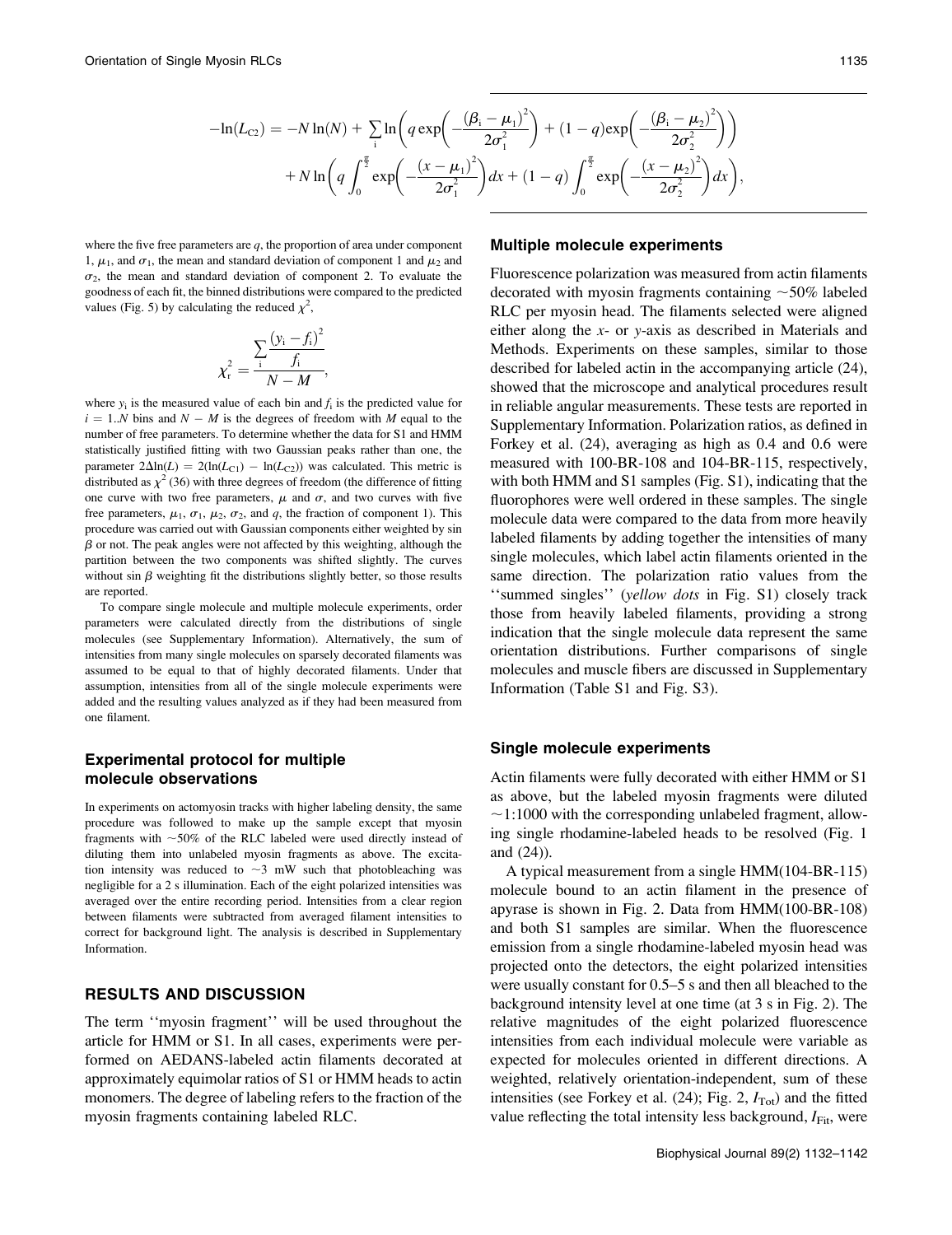$$
\begin{aligned}
-\ln(L_{C2}) = -N\ln(N) + \sum_{\mathrm{i}} \ln\left(q\exp\left(-\frac{(\beta_{\mathrm{i}}-\mu_1)^2}{2\sigma_1^2}\right) + (1-q)\exp\left(-\frac{(\beta_{\mathrm{i}}-\mu_2)^2}{2\sigma_2^2}\right)\right) \\
+ N\ln\left(q\int_0^{\frac{\pi}{2}}\exp\left(-\frac{(x-\mu_1)^2}{2\sigma_1^2}\right)dx + (1-q)\int_0^{\frac{\pi}{2}}\exp\left(-\frac{(x-\mu_2)^2}{2\sigma_2^2}\right)dx\right),
\end{aligned}
$$

where the five free parameters are $q$, the proportion of area under component 1, $\mu_1$, and $\sigma_1$, the mean and standard deviation of component 1 and $\mu_2$ and $\sigma_2$, the mean and standard deviation of component 2. To evaluate the goodness of each fit, the binned distributions were compared to the predicted values (Fig. 5) by calculating the reduced $\chi^2$,

$$
\chi_{\mathrm{r}}^2 = \frac{\sum_{\mathrm{i}} \frac{(y_{\mathrm{i}} - f_{\mathrm{i}})^2}{f_{\mathrm{i}}}}{N - M},
$$

where $y_{\mathrm{i}}$ is the measured value of each bin and $f_{\mathrm{i}}$ is the predicted value for $i = 1..N$ bins and $N - M$ is the degrees of freedom with $M$ equal to the number of free parameters. To determine whether the data for S1 and HMM statistically justified fitting with two Gaussian peaks rather than one, the parameter $2\Delta\ln(L) = 2(\ln(L_{C1}) - \ln(L_{C2}))$ was calculated. This metric is distributed as $\chi^2$ (36) with three degrees of freedom (the difference of fitting one curve with two free parameters, $\mu$ and $\sigma$, and two curves with five free parameters, $\mu_1$, $\sigma_1$, $\mu_2$, $\sigma_2$, and $q$, the fraction of component 1). This procedure was carried out with Gaussian components either weighted by sin $\beta$ or not. The peak angles were not affected by this weighting, although the partition between the two components was shifted slightly. The curves without sin $\beta$ weighting fit the distributions slightly better, so those results are reported.

To compare single molecule and multiple molecule experiments, order parameters were calculated directly from the distributions of single molecules (see Supplementary Information). Alternatively, the sum of intensities from many single molecules on sparsely decorated filaments was assumed to be equal to that of highly decorated filaments. Under that assumption, intensities from all of the single molecule experiments were added and the resulting values analyzed as if they had been measured from one filament.

### Experimental protocol for multiple molecule observations

In experiments on actomyosin tracks with higher labeling density, the same procedure was followed to make up the sample except that myosin fragments with ~50% of the RLC labeled were used directly instead of diluting them into unlabeled myosin fragments as above. The excitation intensity was reduced to ~3 mW such that photobleaching was negligible for a 2 s illumination. Each of the eight polarized intensities was averaged over the entire recording period. Intensities from a clear region between filaments were subtracted from averaged filament intensities to correct for background light. The analysis is described in Supplementary Information.

## RESULTS AND DISCUSSION

The term ''myosin fragment'' will be used throughout the article for HMM or S1. In all cases, experiments were performed on AEDANS-labeled actin filaments decorated at approximately equimolar ratios of S1 or HMM heads to actin monomers. The degree of labeling refers to the fraction of the myosin fragments containing labeled RLC.

### Multiple molecule experiments

Fluorescence polarization was measured from actin filaments decorated with myosin fragments containing ~50% labeled RLC per myosin head. The filaments selected were aligned either along the $x$- or $y$-axis as described in Materials and Methods. Experiments on these samples, similar to those described for labeled actin in the accompanying article (24), showed that the microscope and analytical procedures result in reliable angular measurements. These tests are reported in Supplementary Information. Polarization ratios, as defined in Forkey et al. (24), averaging as high as 0.4 and 0.6 were measured with 100-BR-108 and 104-BR-115, respectively, with both HMM and S1 samples (Fig. S1), indicating that the fluorophores were well ordered in these samples. The single molecule data were compared to the data from more heavily labeled filaments by adding together the intensities of many single molecules, which label actin filaments oriented in the same direction. The polarization ratio values from the ''summed singles'' (*yellow dots* in Fig. S1) closely track those from heavily labeled filaments, providing a strong indication that the single molecule data represent the same orientation distributions. Further comparisons of single molecules and muscle fibers are discussed in Supplementary Information (Table S1 and Fig. S3).

### Single molecule experiments

Actin filaments were fully decorated with either HMM or S1 as above, but the labeled myosin fragments were diluted ~1:1000 with the corresponding unlabeled fragment, allowing single rhodamine-labeled heads to be resolved (Fig. 1 and (24)).

A typical measurement from a single HMM(104-BR-115) molecule bound to an actin filament in the presence of apyrase is shown in Fig. 2. Data from HMM(100-BR-108) and both S1 samples are similar. When the fluorescence emission from a single rhodamine-labeled myosin head was projected onto the detectors, the eight polarized intensities were usually constant for 0.5–5 s and then all bleached to the background intensity level at one time (at 3 s in Fig. 2). The relative magnitudes of the eight polarized fluorescence intensities from each individual molecule were variable as expected for molecules oriented in different directions. A weighted, relatively orientation-independent, sum of these intensities (see Forkey et al. (24); Fig. 2, $I_{\mathrm{Tot}}$) and the fitted value reflecting the total intensity less background, $I_{\mathrm{Fit}}$, were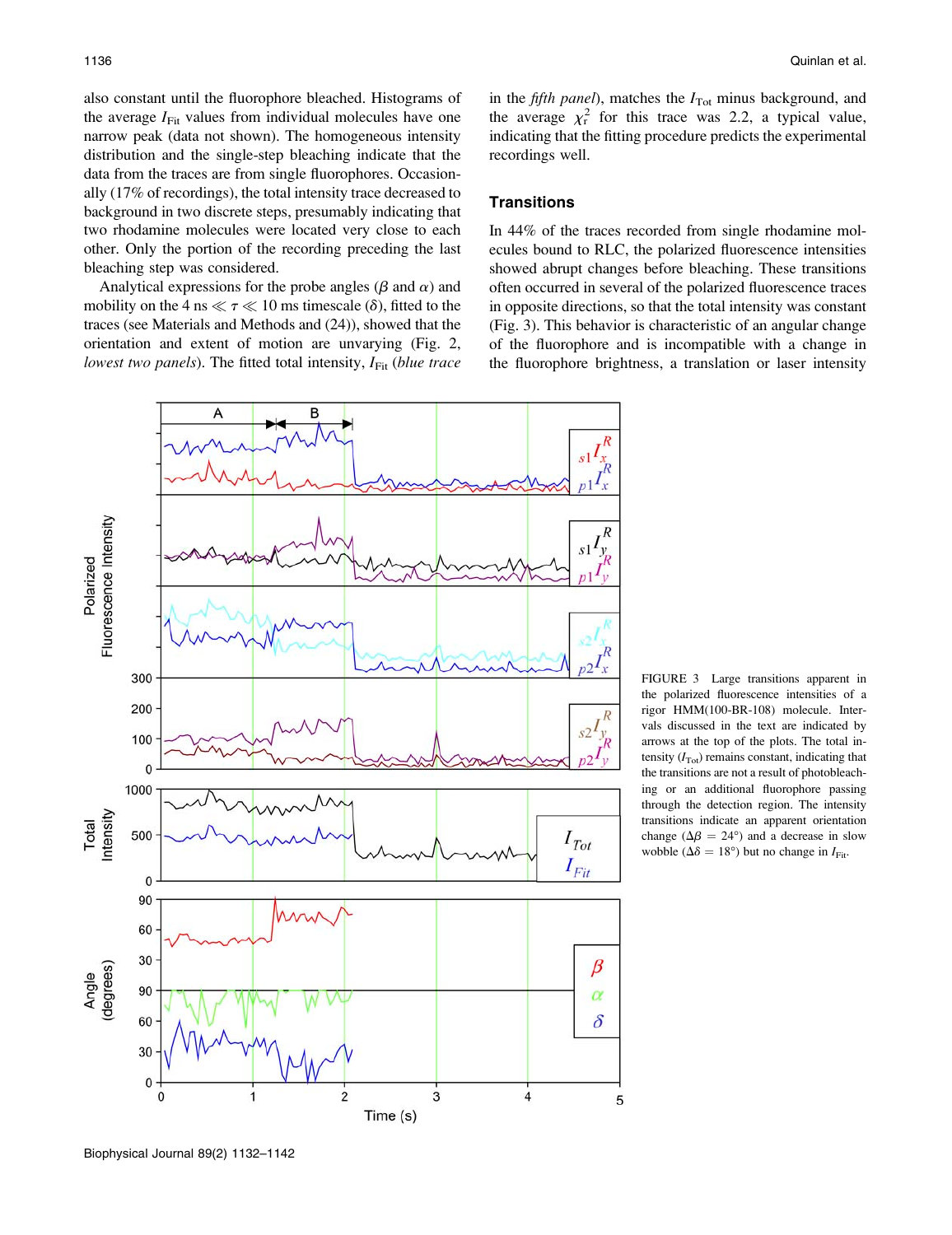also constant until the fluorophore bleached. Histograms of the average $I_{Fit}$ values from individual molecules have one narrow peak (data not shown). The homogeneous intensity distribution and the single-step bleaching indicate that the data from the traces are from single fluorophores. Occasionally (17% of recordings), the total intensity trace decreased to background in two discrete steps, presumably indicating that two rhodamine molecules were located very close to each other. Only the portion of the recording preceding the last bleaching step was considered.

Analytical expressions for the probe angles ($\beta$ and $\alpha$) and mobility on the 4 ns $\ll \tau \ll$ 10 ms timescale ($\delta$), fitted to the traces (see Materials and Methods and (24)), showed that the orientation and extent of motion are unvarying (Fig. 2, *lowest two panels*). The fitted total intensity, $I_{Fit}$ (*blue trace in the fifth panel*), matches the $I_{Tot}$ minus background, and the average $\chi_r^2$ for this trace was 2.2, a typical value, indicating that the fitting procedure predicts the experimental recordings well.

## Transitions

In 44% of the traces recorded from single rhodamine molecules bound to RLC, the polarized fluorescence intensities showed abrupt changes before bleaching. These transitions often occurred in several of the polarized fluorescence traces in opposite directions, so that the total intensity was constant (Fig. 3). This behavior is characteristic of an angular change of the fluorophore and is incompatible with a change in the fluorophore brightness, a translation or laser intensity

FIGURE 3 Large transitions apparent in the polarized fluorescence intensities of a rigor HMM(100-BR-108) molecule. Intervals discussed in the text are indicated by arrows at the top of the plots. The total intensity ($I_{Tot}$) remains constant, indicating that the transitions are not a result of photobleaching or an additional fluorophore passing through the detection region. The intensity transitions indicate an apparent orientation change ($\Delta\beta$ = 24°) and a decrease in slow wobble ($\Delta\delta$ = 18°) but no change in $I_{Fit}$.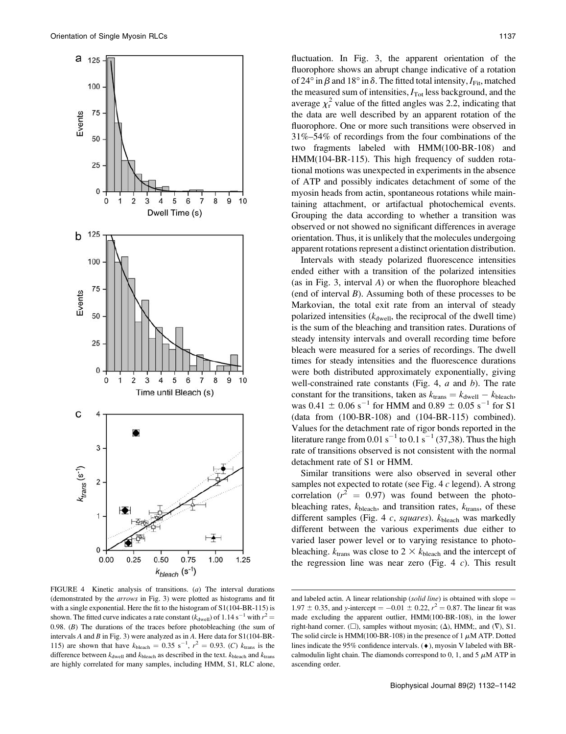fluctuation. In Fig. 3, the apparent orientation of the fluorophore shows an abrupt change indicative of a rotation of 24° in $\beta$ and 18° in $\delta$. The fitted total intensity, $I_{\mathrm{Fit}}$, matched the measured sum of intensities, $I_{\mathrm{Tot}}$ less background, and the average $\chi_r^2$ value of the fitted angles was 2.2, indicating that the data are well described by an apparent rotation of the fluorophore. One or more such transitions were observed in 31%–54% of recordings from the four combinations of the two fragments labeled with HMM(100-BR-108) and HMM(104-BR-115). This high frequency of sudden rotational motions was unexpected in experiments in the absence of ATP and possibly indicates detachment of some of the myosin heads from actin, spontaneous rotations while maintaining attachment, or artifactual photochemical events. Grouping the data according to whether a transition was observed or not showed no significant differences in average orientation. Thus, it is unlikely that the molecules undergoing apparent rotations represent a distinct orientation distribution.

Intervals with steady polarized fluorescence intensities ended either with a transition of the polarized intensities (as in Fig. 3, interval *A*) or when the fluorophore bleached (end of interval *B*). Assuming both of these processes to be Markovian, the total exit rate from an interval of steady polarized intensities ($k_{\mathrm{dwell}}$, the reciprocal of the dwell time) is the sum of the bleaching and transition rates. Durations of steady intensity intervals and overall recording time before bleach were measured for a series of recordings. The dwell times for steady intensities and the fluorescence durations were both distributed approximately exponentially, giving well-constrained rate constants (Fig. 4, *a* and *b*). The rate constant for the transitions, taken as $k_{\mathrm{trans}} = k_{\mathrm{dwell}} - k_{\mathrm{bleach}}$, was $0.41 \pm 0.06\ \mathrm{s}^{-1}$ for HMM and $0.89 \pm 0.05\ \mathrm{s}^{-1}$ for S1 (data from (100-BR-108) and (104-BR-115) combined). Values for the detachment rate of rigor bonds reported in the literature range from $0.01\ \mathrm{s}^{-1}$ to $0.1\ \mathrm{s}^{-1}$ (37,38). Thus the high rate of transitions observed is not consistent with the normal detachment rate of S1 or HMM.

Similar transitions were also observed in several other samples not expected to rotate (see Fig. 4 *c* legend). A strong correlation ($r^2 = 0.97$) was found between the photobleaching rates, $k_{\mathrm{bleach}}$, and transition rates, $k_{\mathrm{trans}}$, of these different samples (Fig. 4 *c*, *squares*). $k_{\mathrm{bleach}}$ was markedly different between the various experiments due either to varied laser power level or to varying resistance to photobleaching. $k_{\mathrm{trans}}$ was close to $2 \times k_{\mathrm{bleach}}$ and the intercept of the regression line was near zero (Fig. 4 *c*). This result

FIGURE 4 Kinetic analysis of transitions. (*a*) The interval durations (demonstrated by the *arrows* in Fig. 3) were plotted as histograms and fit with a single exponential. Here the fit to the histogram of S1(104-BR-115) is shown. The fitted curve indicates a rate constant ($k_{\mathrm{dwell}}$) of $1.14\ \mathrm{s}^{-1}$ with $r^2 = 0.98$. (*B*) The durations of the traces before photobleaching (the sum of intervals *A* and *B* in Fig. 3) were analyzed as in *A*. Here data for S1(104-BR-115) are shown that have $k_{\mathrm{bleach}} = 0.35\ \mathrm{s}^{-1}$, $r^2 = 0.93$. (*C*) $k_{\mathrm{trans}}$ is the difference between $k_{\mathrm{dwell}}$ and $k_{\mathrm{bleach}}$ as described in the text. $k_{\mathrm{bleach}}$ and $k_{\mathrm{trans}}$ are highly correlated for many samples, including HMM, S1, RLC alone, and labeled actin. A linear relationship (*solid line*) is obtained with slope = $1.97 \pm 0.35$, and *y*-intercept = $-0.01 \pm 0.22$, $r^2 = 0.87$. The linear fit was made excluding the apparent outlier, HMM(100-BR-108), in the lower right-hand corner. (□), samples without myosin; (Δ), HMM;, and (∇), S1. The solid circle is HMM(100-BR-108) in the presence of 1 $\mu$M ATP. Dotted lines indicate the 95% confidence intervals. (♦), myosin V labeled with BR-calmodulin light chain. The diamonds correspond to 0, 1, and 5 $\mu$M ATP in ascending order.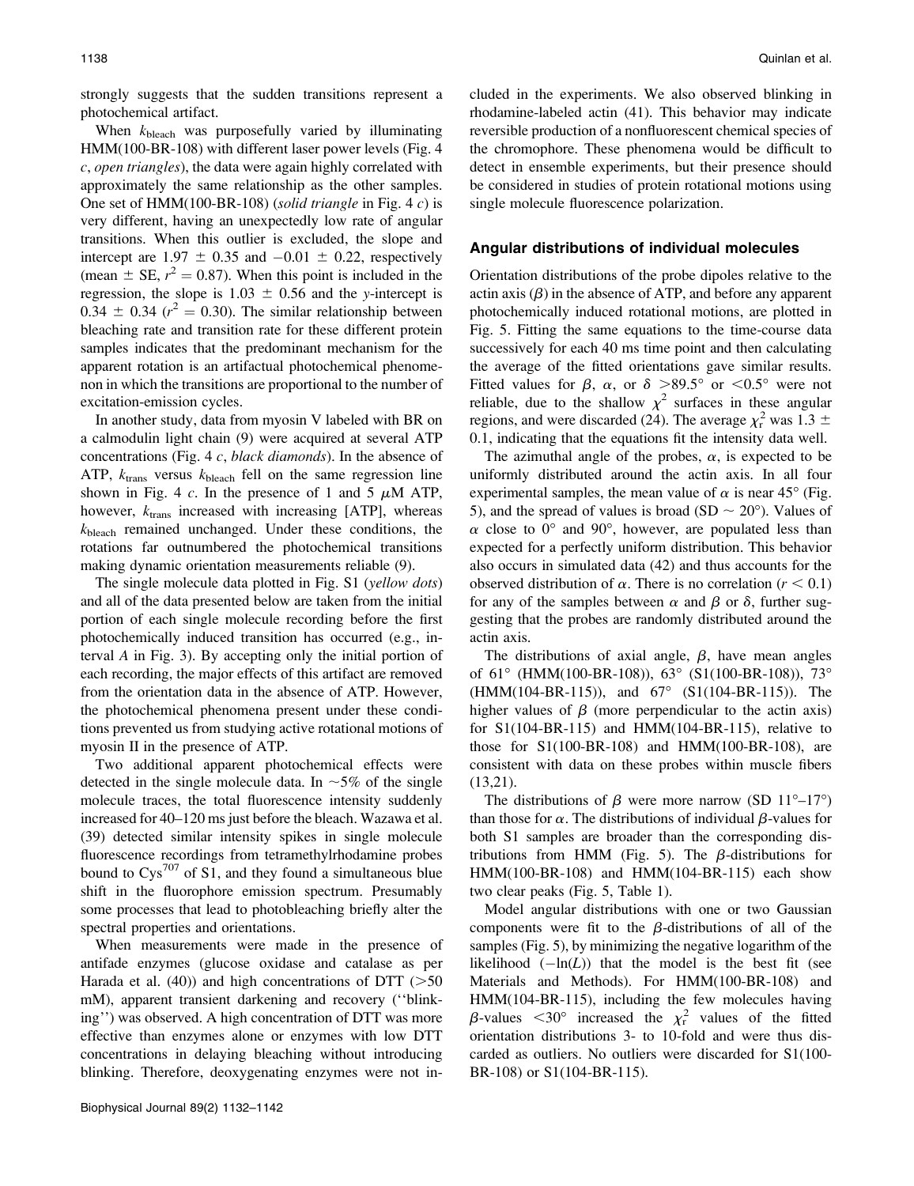strongly suggests that the sudden transitions represent a photochemical artifact.

When $k_{bleach}$ was purposefully varied by illuminating HMM(100-BR-108) with different laser power levels (Fig. 4 *c*, *open triangles*), the data were again highly correlated with approximately the same relationship as the other samples. One set of HMM(100-BR-108) (*solid triangle* in Fig. 4 *c*) is very different, having an unexpectedly low rate of angular transitions. When this outlier is excluded, the slope and intercept are $1.97 \pm 0.35$ and $-0.01 \pm 0.22$, respectively (mean $\pm$ SE, $r^2 = 0.87$). When this point is included in the regression, the slope is $1.03 \pm 0.56$ and the *y*-intercept is $0.34 \pm 0.34$ ($r^2 = 0.30$). The similar relationship between bleaching rate and transition rate for these different protein samples indicates that the predominant mechanism for the apparent rotation is an artifactual photochemical phenomenon in which the transitions are proportional to the number of excitation-emission cycles.

In another study, data from myosin V labeled with BR on a calmodulin light chain (9) were acquired at several ATP concentrations (Fig. 4 *c*, *black diamonds*). In the absence of ATP, $k_{trans}$ versus $k_{bleach}$ fell on the same regression line shown in Fig. 4 *c*. In the presence of 1 and 5 $\mu$M ATP, however, $k_{trans}$ increased with increasing [ATP], whereas $k_{bleach}$ remained unchanged. Under these conditions, the rotations far outnumbered the photochemical transitions making dynamic orientation measurements reliable (9).

The single molecule data plotted in Fig. S1 (*yellow dots*) and all of the data presented below are taken from the initial portion of each single molecule recording before the first photochemically induced transition has occurred (e.g., interval *A* in Fig. 3). By accepting only the initial portion of each recording, the major effects of this artifact are removed from the orientation data in the absence of ATP. However, the photochemical phenomena present under these conditions prevented us from studying active rotational motions of myosin II in the presence of ATP.

Two additional apparent photochemical effects were detected in the single molecule data. In ~5% of the single molecule traces, the total fluorescence intensity suddenly increased for 40–120 ms just before the bleach. Wazawa et al. (39) detected similar intensity spikes in single molecule fluorescence recordings from tetramethylrhodamine probes bound to $Cys^{707}$ of S1, and they found a simultaneous blue shift in the fluorophore emission spectrum. Presumably some processes that lead to photobleaching briefly alter the spectral properties and orientations.

When measurements were made in the presence of antifade enzymes (glucose oxidase and catalase as per Harada et al. (40)) and high concentrations of DTT (>50 mM), apparent transient darkening and recovery (''blinking'') was observed. A high concentration of DTT was more effective than enzymes alone or enzymes with low DTT concentrations in delaying bleaching without introducing blinking. Therefore, deoxygenating enzymes were not included in the experiments. We also observed blinking in rhodamine-labeled actin (41). This behavior may indicate reversible production of a nonfluorescent chemical species of the chromophore. These phenomena would be difficult to detect in ensemble experiments, but their presence should be considered in studies of protein rotational motions using single molecule fluorescence polarization.

### Angular distributions of individual molecules

Orientation distributions of the probe dipoles relative to the actin axis ($\beta$) in the absence of ATP, and before any apparent photochemically induced rotational motions, are plotted in Fig. 5. Fitting the same equations to the time-course data successively for each 40 ms time point and then calculating the average of the fitted orientations gave similar results. Fitted values for $\beta$, $\alpha$, or $\delta$ >89.5° or <0.5° were not reliable, due to the shallow $\chi^2$ surfaces in these angular regions, and were discarded (24). The average $\chi_r^2$ was $1.3 \pm 0.1$, indicating that the equations fit the intensity data well.

The azimuthal angle of the probes, $\alpha$, is expected to be uniformly distributed around the actin axis. In all four experimental samples, the mean value of $\alpha$ is near 45° (Fig. 5), and the spread of values is broad (SD ~ 20°). Values of $\alpha$ close to 0° and 90°, however, are populated less than expected for a perfectly uniform distribution. This behavior also occurs in simulated data (42) and thus accounts for the observed distribution of $\alpha$. There is no correlation ($r < 0.1$) for any of the samples between $\alpha$ and $\beta$ or $\delta$, further suggesting that the probes are randomly distributed around the actin axis.

The distributions of axial angle, $\beta$, have mean angles of 61° (HMM(100-BR-108)), 63° (S1(100-BR-108)), 73° (HMM(104-BR-115)), and 67° (S1(104-BR-115)). The higher values of $\beta$ (more perpendicular to the actin axis) for S1(104-BR-115) and HMM(104-BR-115), relative to those for S1(100-BR-108) and HMM(100-BR-108), are consistent with data on these probes within muscle fibers (13,21).

The distributions of $\beta$ were more narrow (SD 11°–17°) than those for $\alpha$. The distributions of individual $\beta$-values for both S1 samples are broader than the corresponding distributions from HMM (Fig. 5). The $\beta$-distributions for HMM(100-BR-108) and HMM(104-BR-115) each show two clear peaks (Fig. 5, Table 1).

Model angular distributions with one or two Gaussian components were fit to the $\beta$-distributions of all of the samples (Fig. 5), by minimizing the negative logarithm of the likelihood ($-\ln(L)$) that the model is the best fit (see Materials and Methods). For HMM(100-BR-108) and HMM(104-BR-115), including the few molecules having $\beta$-values <30° increased the $\chi_r^2$ values of the fitted orientation distributions 3- to 10-fold and were thus discarded as outliers. No outliers were discarded for S1(100-BR-108) or S1(104-BR-115).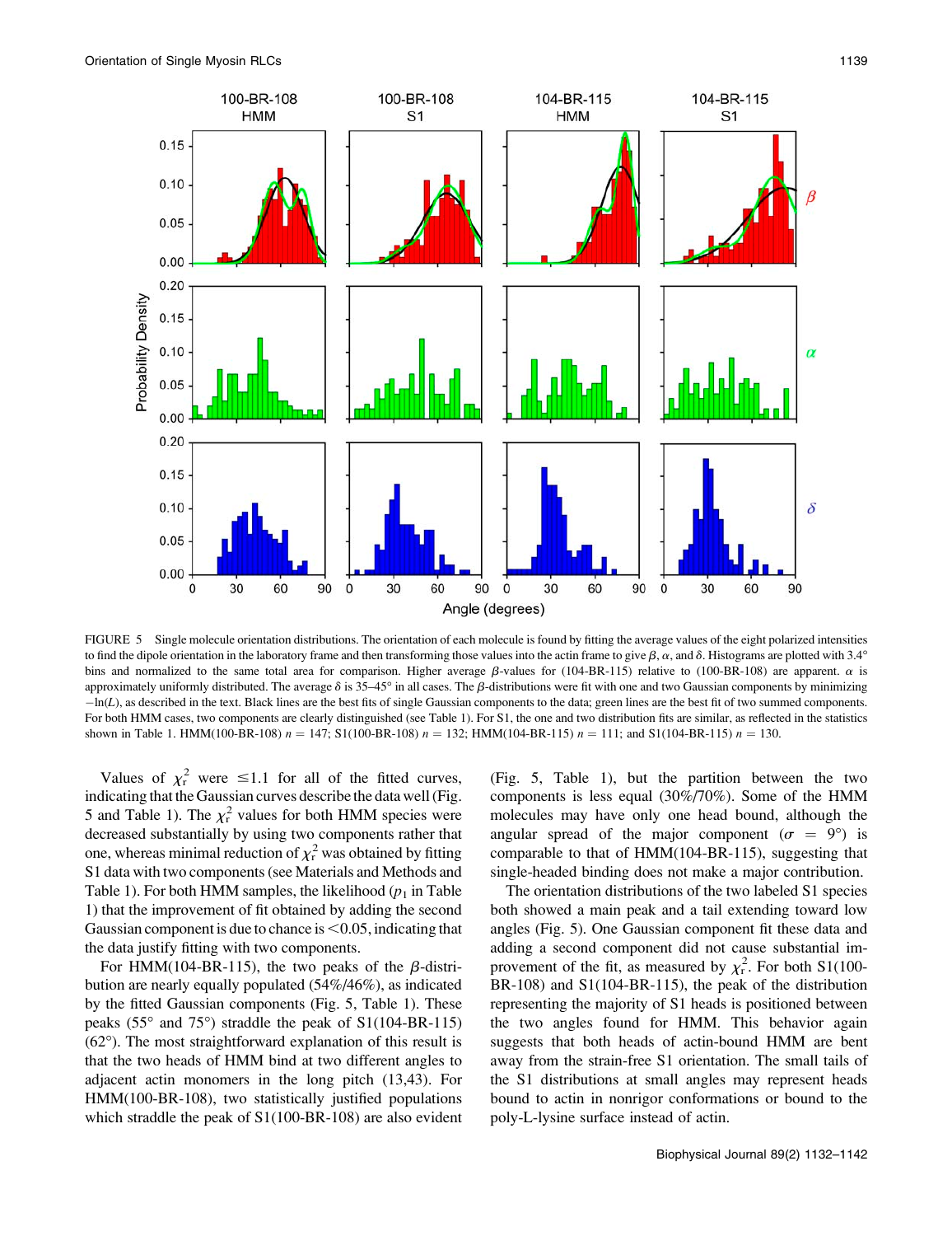FIGURE 5 Single molecule orientation distributions. The orientation of each molecule is found by fitting the average values of the eight polarized intensities to find the dipole orientation in the laboratory frame and then transforming those values into the actin frame to give $\beta$, $\alpha$, and $\delta$. Histograms are plotted with 3.4° bins and normalized to the same total area for comparison. Higher average $\beta$-values for (104-BR-115) relative to (100-BR-108) are apparent. $\alpha$ is approximately uniformly distributed. The average $\delta$ is 35–45° in all cases. The $\beta$-distributions were fit with one and two Gaussian components by minimizing $-\ln(L)$, as described in the text. Black lines are the best fits of single Gaussian components to the data; green lines are the best fit of two summed components. For both HMM cases, two components are clearly distinguished (see Table 1). For S1, the one and two distribution fits are similar, as reflected in the statistics shown in Table 1. HMM(100-BR-108) $n = 147$; S1(100-BR-108) $n = 132$; HMM(104-BR-115) $n = 111$; and S1(104-BR-115) $n = 130$.

Values of $\chi_r^2$ were $\leq 1.1$ for all of the fitted curves, indicating that the Gaussian curves describe the data well (Fig. 5 and Table 1). The $\chi_r^2$ values for both HMM species were decreased substantially by using two components rather that one, whereas minimal reduction of $\chi_r^2$ was obtained by fitting S1 data with two components (see Materials and Methods and Table 1). For both HMM samples, the likelihood ($p_1$ in Table 1) that the improvement of fit obtained by adding the second Gaussian component is due to chance is $<0.05$, indicating that the data justify fitting with two components.

For HMM(104-BR-115), the two peaks of the $\beta$-distribution are nearly equally populated (54%/46%), as indicated by the fitted Gaussian components (Fig. 5, Table 1). These peaks (55° and 75°) straddle the peak of S1(104-BR-115) (62°). The most straightforward explanation of this result is that the two heads of HMM bind at two different angles to adjacent actin monomers in the long pitch (13,43). For HMM(100-BR-108), two statistically justified populations which straddle the peak of S1(100-BR-108) are also evident (Fig. 5, Table 1), but the partition between the two components is less equal (30%/70%). Some of the HMM molecules may have only one head bound, although the angular spread of the major component ($\sigma = 9°$) is comparable to that of HMM(104-BR-115), suggesting that single-headed binding does not make a major contribution.

The orientation distributions of the two labeled S1 species both showed a main peak and a tail extending toward low angles (Fig. 5). One Gaussian component fit these data and adding a second component did not cause substantial improvement of the fit, as measured by $\chi_r^2$. For both S1(100-BR-108) and S1(104-BR-115), the peak of the distribution representing the majority of S1 heads is positioned between the two angles found for HMM. This behavior again suggests that both heads of actin-bound HMM are bent away from the strain-free S1 orientation. The small tails of the S1 distributions at small angles may represent heads bound to actin in nonrigor conformations or bound to the poly-L-lysine surface instead of actin.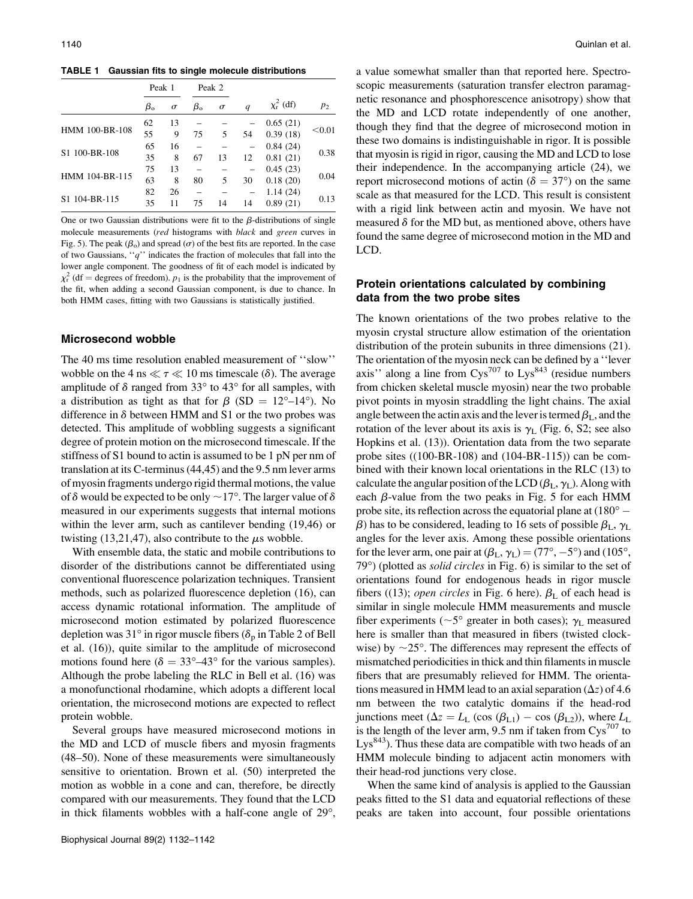**TABLE 1 Gaussian fits to single molecule distributions**

| | Peak 1 | | Peak 2 | | | | |
|---|---|---|---|---|---|---|---|
| | $\beta_o$ | $\sigma$ | $\beta_o$ | $\sigma$ | $q$ | $\chi_r^2$ (df) | $p_2$ |
| HMM 100-BR-108 | 62 | 13 | – | – | – | 0.65 (21) | <0.01 |
| | 55 | 9 | 75 | 5 | 54 | 0.39 (18) | |
| S1 100-BR-108 | 65 | 16 | – | – | – | 0.84 (24) | 0.38 |
| | 35 | 8 | 67 | 13 | 12 | 0.81 (21) | |
| HMM 104-BR-115 | 75 | 13 | – | – | – | 0.45 (23) | 0.04 |
| | 63 | 8 | 80 | 5 | 30 | 0.18 (20) | |
| S1 104-BR-115 | 82 | 26 | – | – | – | 1.14 (24) | 0.13 |
| | 35 | 11 | 75 | 14 | 14 | 0.89 (21) | |

One or two Gaussian distributions were fit to the $\beta$-distributions of single molecule measurements (*red* histograms with *black* and *green* curves in Fig. 5). The peak ($\beta_o$) and spread ($\sigma$) of the best fits are reported. In the case of two Gaussians, "$q$" indicates the fraction of molecules that fall into the lower angle component. The goodness of fit of each model is indicated by $\chi_r^2$ (df = degrees of freedom). $p_1$ is the probability that the improvement of the fit, when adding a second Gaussian component, is due to chance. In both HMM cases, fitting with two Gaussians is statistically justified.

### Microsecond wobble

The 40 ms time resolution enabled measurement of "slow" wobble on the 4 ns $\ll \tau \ll$ 10 ms timescale ($\delta$). The average amplitude of $\delta$ ranged from 33° to 43° for all samples, with a distribution as tight as that for $\beta$ (SD = 12°–14°). No difference in $\delta$ between HMM and S1 or the two probes was detected. This amplitude of wobbling suggests a significant degree of protein motion on the microsecond timescale. If the stiffness of S1 bound to actin is assumed to be 1 pN per nm of translation at its C-terminus (44,45) and the 9.5 nm lever arms of myosin fragments undergo rigid thermal motions, the value of $\delta$ would be expected to be only ~17°. The larger value of $\delta$ measured in our experiments suggests that internal motions within the lever arm, such as cantilever bending (19,46) or twisting (13,21,47), also contribute to the $\mu$s wobble.

With ensemble data, the static and mobile contributions to disorder of the distributions cannot be differentiated using conventional fluorescence polarization techniques. Transient methods, such as polarized fluorescence depletion (16), can access dynamic rotational information. The amplitude of microsecond motion estimated by polarized fluorescence depletion was 31° in rigor muscle fibers ($\delta_p$ in Table 2 of Bell et al. (16)), quite similar to the amplitude of microsecond motions found here ($\delta$ = 33°–43° for the various samples). Although the probe labeling the RLC in Bell et al. (16) was a monofunctional rhodamine, which adopts a different local orientation, the microsecond motions are expected to reflect protein wobble.

Several groups have measured microsecond motions in the MD and LCD of muscle fibers and myosin fragments (48–50). None of these measurements were simultaneously sensitive to orientation. Brown et al. (50) interpreted the motion as wobble in a cone and can, therefore, be directly compared with our measurements. They found that the LCD in thick filaments wobbles with a half-cone angle of 29°, a value somewhat smaller than that reported here. Spectroscopic measurements (saturation transfer electron paramagnetic resonance and phosphorescence anisotropy) show that the MD and LCD rotate independently of one another, though they find that the degree of microsecond motion in these two domains is indistinguishable in rigor. It is possible that myosin is rigid in rigor, causing the MD and LCD to lose their independence. In the accompanying article (24), we report microsecond motions of actin ($\delta$ = 37°) on the same scale as that measured for the LCD. This result is consistent with a rigid link between actin and myosin. We have not measured $\delta$ for the MD but, as mentioned above, others have found the same degree of microsecond motion in the MD and LCD.

### Protein orientations calculated by combining data from the two probe sites

The known orientations of the two probes relative to the myosin crystal structure allow estimation of the orientation distribution of the protein subunits in three dimensions (21). The orientation of the myosin neck can be defined by a "lever axis" along a line from $Cys^{707}$ to $Lys^{843}$ (residue numbers from chicken skeletal muscle myosin) near the two probable pivot points in myosin straddling the light chains. The axial angle between the actin axis and the lever is termed $\beta_L$, and the rotation of the lever about its axis is $\gamma_L$ (Fig. 6, S2; see also Hopkins et al. (13)). Orientation data from the two separate probe sites ((100-BR-108) and (104-BR-115)) can be combined with their known local orientations in the RLC (13) to calculate the angular position of the LCD ($\beta_L$, $\gamma_L$). Along with each $\beta$-value from the two peaks in Fig. 5 for each HMM probe site, its reflection across the equatorial plane at (180° − $\beta$) has to be considered, leading to 16 sets of possible $\beta_L$, $\gamma_L$ angles for the lever axis. Among these possible orientations for the lever arm, one pair at ($\beta_L$, $\gamma_L$) = (77°, −5°) and (105°, 79°) (plotted as *solid circles* in Fig. 6) is similar to the set of orientations found for endogenous heads in rigor muscle fibers ((13); *open circles* in Fig. 6 here). $\beta_L$ of each head is similar in single molecule HMM measurements and muscle fiber experiments (~5° greater in both cases); $\gamma_L$ measured here is smaller than that measured in fibers (twisted clockwise) by ~25°. The differences may represent the effects of mismatched periodicities in thick and thin filaments in muscle fibers that are presumably relieved for HMM. The orientations measured in HMM lead to an axial separation ($\Delta z$) of 4.6 nm between the two catalytic domains if the head-rod junctions meet ($\Delta z = L_L (\cos(\beta_{L1}) - \cos(\beta_{L2}))$, where $L_L$ is the length of the lever arm, 9.5 nm if taken from $Cys^{707}$ to $Lys^{843}$). Thus these data are compatible with two heads of an HMM molecule binding to adjacent actin monomers with their head-rod junctions very close.

When the same kind of analysis is applied to the Gaussian peaks fitted to the S1 data and equatorial reflections of these peaks are taken into account, four possible orientations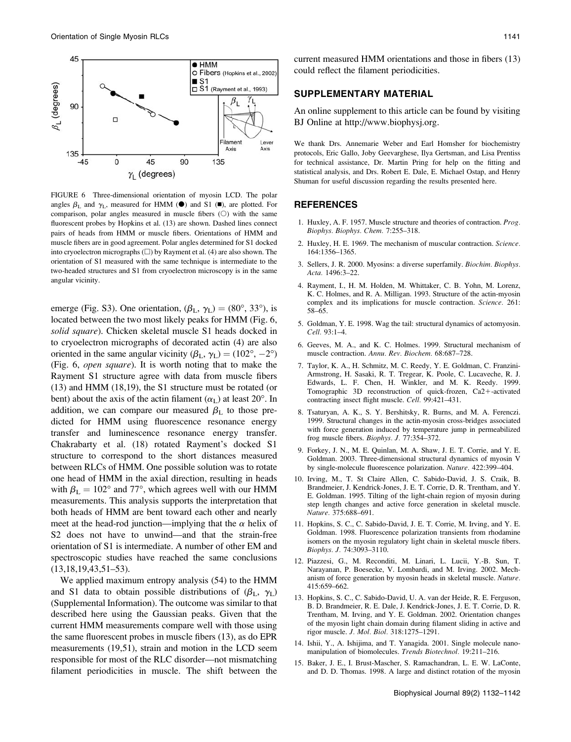FIGURE 6 Three-dimensional orientation of myosin LCD. The polar angles $\beta_L$ and $\gamma_L$, measured for HMM (●) and S1 (■), are plotted. For comparison, polar angles measured in muscle fibers (○) with the same fluorescent probes by Hopkins et al. (13) are shown. Dashed lines connect pairs of heads from HMM or muscle fibers. Orientations of HMM and muscle fibers are in good agreement. Polar angles determined for S1 docked into cryoelectron micrographs (□) by Rayment et al. (4) are also shown. The orientation of S1 measured with the same technique is intermediate to the two-headed structures and S1 from cryoelectron microscopy is in the same angular vicinity.

emerge (Fig. S3). One orientation, $(\beta_L, \gamma_L) = (80°, 33°)$, is located between the two most likely peaks for HMM (Fig. 6, *solid square*). Chicken skeletal muscle S1 heads docked in to cryoelectron micrographs of decorated actin (4) are also oriented in the same angular vicinity $(\beta_L, \gamma_L) = (102°, -2°)$ (Fig. 6, *open square*). It is worth noting that to make the Rayment S1 structure agree with data from muscle fibers (13) and HMM (18,19), the S1 structure must be rotated (or bent) about the axis of the actin filament ($\alpha_L$) at least 20°. In addition, we can compare our measured $\beta_L$ to those predicted for HMM using fluorescence resonance energy transfer and luminescence resonance energy transfer. Chakrabarty et al. (18) rotated Rayment's docked S1 structure to correspond to the short distances measured between RLCs of HMM. One possible solution was to rotate one head of HMM in the axial direction, resulting in heads with $\beta_L = 102°$ and 77°, which agrees well with our HMM measurements. This analysis supports the interpretation that both heads of HMM are bent toward each other and nearly meet at the head-rod junction—implying that the $\alpha$ helix of S2 does not have to unwind—and that the strain-free orientation of S1 is intermediate. A number of other EM and spectroscopic studies have reached the same conclusions (13,18,19,43,51–53).

We applied maximum entropy analysis (54) to the HMM and S1 data to obtain possible distributions of $(\beta_L, \gamma_L)$ (Supplemental Information). The outcome was similar to that described here using the Gaussian peaks. Given that the current HMM measurements compare well with those using the same fluorescent probes in muscle fibers (13), as do EPR measurements (19,51), strain and motion in the LCD seem responsible for most of the RLC disorder—not mismatching filament periodicities in muscle. The shift between the current measured HMM orientations and those in fibers (13) could reflect the filament periodicities.

## SUPPLEMENTARY MATERIAL

An online supplement to this article can be found by visiting BJ Online at http://www.biophysj.org.

We thank Drs. Annemarie Weber and Earl Homsher for biochemistry protocols, Eric Gallo, Joby Geevarghese, Ilya Gertsman, and Lisa Prentiss for technical assistance, Dr. Martin Pring for help on the fitting and statistical analysis, and Drs. Robert E. Dale, E. Michael Ostap, and Henry Shuman for useful discussion regarding the results presented here.

## REFERENCES

1. Huxley, A. F. 1957. Muscle structure and theories of contraction. *Prog. Biophys. Biophys. Chem.* 7:255–318.
2. Huxley, H. E. 1969. The mechanism of muscular contraction. *Science.* 164:1356–1365.
3. Sellers, J. R. 2000. Myosins: a diverse superfamily. *Biochim. Biophys. Acta.* 1496:3–22.
4. Rayment, I., H. M. Holden, M. Whittaker, C. B. Yohn, M. Lorenz, K. C. Holmes, and R. A. Milligan. 1993. Structure of the actin-myosin complex and its implications for muscle contraction. *Science.* 261:58–65.
5. Goldman, Y. E. 1998. Wag the tail: structural dynamics of actomyosin. *Cell.* 93:1–4.
6. Geeves, M. A., and K. C. Holmes. 1999. Structural mechanism of muscle contraction. *Annu. Rev. Biochem.* 68:687–728.
7. Taylor, K. A., H. Schmitz, M. C. Reedy, Y. E. Goldman, C. Franzini-Armstrong, H. Sasaki, R. T. Tregear, K. Poole, C. Lucaveche, R. J. Edwards, L. F. Chen, H. Winkler, and M. K. Reedy. 1999. Tomographic 3D reconstruction of quick-frozen, Ca2+-activated contracting insect flight muscle. *Cell.* 99:421–431.
8. Tsaturyan, A. K., S. Y. Bershitsky, R. Burns, and M. A. Ferenczi. 1999. Structural changes in the actin-myosin cross-bridges associated with force generation induced by temperature jump in permeabilized frog muscle fibers. *Biophys. J.* 77:354–372.
9. Forkey, J. N., M. E. Quinlan, M. A. Shaw, J. E. T. Corrie, and Y. E. Goldman. 2003. Three-dimensional structural dynamics of myosin V by single-molecule fluorescence polarization. *Nature.* 422:399–404.
10. Irving, M., T. St Claire Allen, C. Sabido-David, J. S. Craik, B. Brandmeier, J. Kendrick-Jones, J. E. T. Corrie, D. R. Trentham, and Y. E. Goldman. 1995. Tilting of the light-chain region of myosin during step length changes and active force generation in skeletal muscle. *Nature.* 375:688–691.
11. Hopkins, S. C., C. Sabido-David, J. E. T. Corrie, M. Irving, and Y. E. Goldman. 1998. Fluorescence polarization transients from rhodamine isomers on the myosin regulatory light chain in skeletal muscle fibers. *Biophys. J.* 74:3093–3110.
12. Piazzesi, G., M. Reconditi, M. Linari, L. Lucii, Y.-B. Sun, T. Narayanan, P. Boesecke, V. Lombardi, and M. Irving. 2002. Mechanism of force generation by myosin heads in skeletal muscle. *Nature.* 415:659–662.
13. Hopkins, S. C., C. Sabido-David, U. A. van der Heide, R. E. Ferguson, B. D. Brandmeier, R. E. Dale, J. Kendrick-Jones, J. E. T. Corrie, D. R. Trentham, M. Irving, and Y. E. Goldman. 2002. Orientation changes of the myosin light chain domain during filament sliding in active and rigor muscle. *J. Mol. Biol.* 318:1275–1291.
14. Ishii, Y., A. Ishijima, and T. Yanagida. 2001. Single molecule nanomanipulation of biomolecules. *Trends Biotechnol.* 19:211–216.
15. Baker, J. E., I. Brust-Mascher, S. Ramachandran, L. E. W. LaConte, and D. D. Thomas. 1998. A large and distinct rotation of the myosin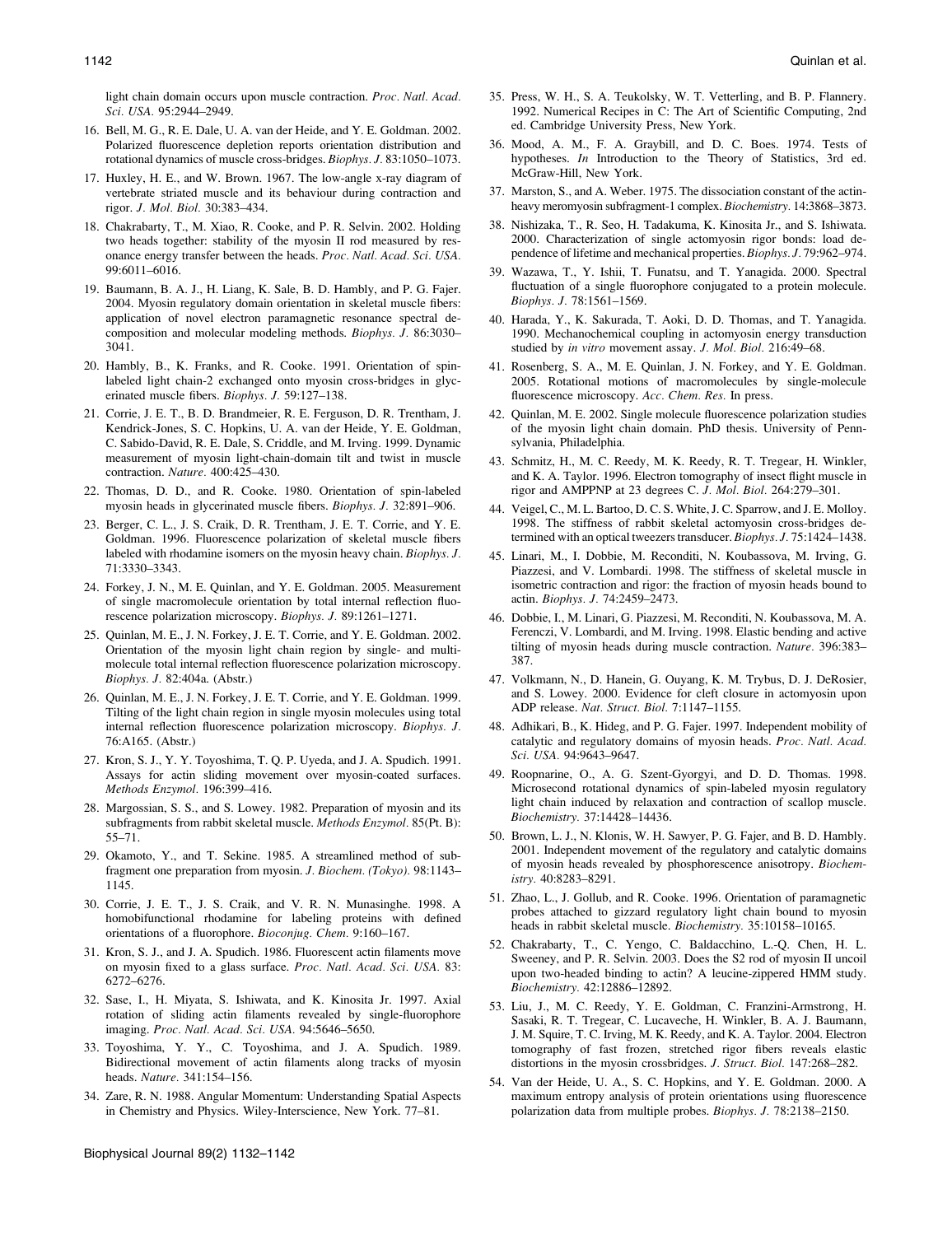light chain domain occurs upon muscle contraction. *Proc. Natl. Acad. Sci. USA.* 95:2944–2949.

16. Bell, M. G., R. E. Dale, U. A. van der Heide, and Y. E. Goldman. 2002. Polarized fluorescence depletion reports orientation distribution and rotational dynamics of muscle cross-bridges. *Biophys. J.* 83:1050–1073.

17. Huxley, H. E., and W. Brown. 1967. The low-angle x-ray diagram of vertebrate striated muscle and its behaviour during contraction and rigor. *J. Mol. Biol.* 30:383–434.

18. Chakrabarty, T., M. Xiao, R. Cooke, and P. R. Selvin. 2002. Holding two heads together: stability of the myosin II rod measured by resonance energy transfer between the heads. *Proc. Natl. Acad. Sci. USA.* 99:6011–6016.

19. Baumann, B. A. J., H. Liang, K. Sale, B. D. Hambly, and P. G. Fajer. 2004. Myosin regulatory domain orientation in skeletal muscle fibers: application of novel electron paramagnetic resonance spectral decomposition and molecular modeling methods. *Biophys. J.* 86:3030–3041.

20. Hambly, B., K. Franks, and R. Cooke. 1991. Orientation of spin-labeled light chain-2 exchanged onto myosin cross-bridges in glycerinated muscle fibers. *Biophys. J.* 59:127–138.

21. Corrie, J. E. T., B. D. Brandmeier, R. E. Ferguson, D. R. Trentham, J. Kendrick-Jones, S. C. Hopkins, U. A. van der Heide, Y. E. Goldman, C. Sabido-David, R. E. Dale, S. Criddle, and M. Irving. 1999. Dynamic measurement of myosin light-chain-domain tilt and twist in muscle contraction. *Nature.* 400:425–430.

22. Thomas, D. D., and R. Cooke. 1980. Orientation of spin-labeled myosin heads in glycerinated muscle fibers. *Biophys. J.* 32:891–906.

23. Berger, C. L., J. S. Craik, D. R. Trentham, J. E. T. Corrie, and Y. E. Goldman. 1996. Fluorescence polarization of skeletal muscle fibers labeled with rhodamine isomers on the myosin heavy chain. *Biophys. J.* 71:3330–3343.

24. Forkey, J. N., M. E. Quinlan, and Y. E. Goldman. 2005. Measurement of single macromolecule orientation by total internal reflection fluorescence polarization microscopy. *Biophys. J.* 89:1261–1271.

25. Quinlan, M. E., J. N. Forkey, J. E. T. Corrie, and Y. E. Goldman. 2002. Orientation of the myosin light chain region by single- and multi-molecule total internal reflection fluorescence polarization microscopy. *Biophys. J.* 82:404a. (Abstr.)

26. Quinlan, M. E., J. N. Forkey, J. E. T. Corrie, and Y. E. Goldman. 1999. Tilting of the light chain region in single myosin molecules using total internal reflection fluorescence polarization microscopy. *Biophys. J.* 76:A165. (Abstr.)

27. Kron, S. J., Y. Y. Toyoshima, T. Q. P. Uyeda, and J. A. Spudich. 1991. Assays for actin sliding movement over myosin-coated surfaces. *Methods Enzymol.* 196:399–416.

28. Margossian, S. S., and S. Lowey. 1982. Preparation of myosin and its subfragments from rabbit skeletal muscle. *Methods Enzymol.* 85(Pt. B): 55–71.

29. Okamoto, Y., and T. Sekine. 1985. A streamlined method of subfragment one preparation from myosin. *J. Biochem. (Tokyo).* 98:1143–1145.

30. Corrie, J. E. T., J. S. Craik, and V. R. N. Munasinghe. 1998. A homobifunctional rhodamine for labeling proteins with defined orientations of a fluorophore. *Bioconjug. Chem.* 9:160–167.

31. Kron, S. J., and J. A. Spudich. 1986. Fluorescent actin filaments move on myosin fixed to a glass surface. *Proc. Natl. Acad. Sci. USA.* 83: 6272–6276.

32. Sase, I., H. Miyata, S. Ishiwata, and K. Kinosita Jr. 1997. Axial rotation of sliding actin filaments revealed by single-fluorophore imaging. *Proc. Natl. Acad. Sci. USA.* 94:5646–5650.

33. Toyoshima, Y. Y., C. Toyoshima, and J. A. Spudich. 1989. Bidirectional movement of actin filaments along tracks of myosin heads. *Nature.* 341:154–156.

34. Zare, R. N. 1988. Angular Momentum: Understanding Spatial Aspects in Chemistry and Physics. Wiley-Interscience, New York. 77–81.

35. Press, W. H., S. A. Teukolsky, W. T. Vetterling, and B. P. Flannery. 1992. Numerical Recipes in C: The Art of Scientific Computing, 2nd ed. Cambridge University Press, New York.

36. Mood, A. M., F. A. Graybill, and D. C. Boes. 1974. Tests of hypotheses. *In* Introduction to the Theory of Statistics, 3rd ed. McGraw-Hill, New York.

37. Marston, S., and A. Weber. 1975. The dissociation constant of the actin-heavy meromyosin subfragment-1 complex. *Biochemistry.* 14:3868–3873.

38. Nishizaka, T., R. Seo, H. Tadakuma, K. Kinosita Jr., and S. Ishiwata. 2000. Characterization of single actomyosin rigor bonds: load dependence of lifetime and mechanical properties. *Biophys. J.* 79:962–974.

39. Wazawa, T., Y. Ishii, T. Funatsu, and T. Yanagida. 2000. Spectral fluctuation of a single fluorophore conjugated to a protein molecule. *Biophys. J.* 78:1561–1569.

40. Harada, Y., K. Sakurada, T. Aoki, D. D. Thomas, and T. Yanagida. 1990. Mechanochemical coupling in actomyosin energy transduction studied by *in vitro* movement assay. *J. Mol. Biol.* 216:49–68.

41. Rosenberg, S. A., M. E. Quinlan, J. N. Forkey, and Y. E. Goldman. 2005. Rotational motions of macromolecules by single-molecule fluorescence microscopy. *Acc. Chem. Res.* In press.

42. Quinlan, M. E. 2002. Single molecule fluorescence polarization studies of the myosin light chain domain. PhD thesis. University of Pennsylvania, Philadelphia.

43. Schmitz, H., M. C. Reedy, M. K. Reedy, R. T. Tregear, H. Winkler, and K. A. Taylor. 1996. Electron tomography of insect flight muscle in rigor and AMPPNP at 23 degrees C. *J. Mol. Biol.* 264:279–301.

44. Veigel, C., M. L. Bartoo, D. C. S. White, J. C. Sparrow, and J. E. Molloy. 1998. The stiffness of rabbit skeletal actomyosin cross-bridges determined with an optical tweezers transducer. *Biophys. J.* 75:1424–1438.

45. Linari, M., I. Dobbie, M. Reconditi, N. Koubassova, M. Irving, G. Piazzesi, and V. Lombardi. 1998. The stiffness of skeletal muscle in isometric contraction and rigor: the fraction of myosin heads bound to actin. *Biophys. J.* 74:2459–2473.

46. Dobbie, I., M. Linari, G. Piazzesi, M. Reconditi, N. Koubassova, M. A. Ferenczi, V. Lombardi, and M. Irving. 1998. Elastic bending and active tilting of myosin heads during muscle contraction. *Nature.* 396:383–387.

47. Volkmann, N., D. Hanein, G. Ouyang, K. M. Trybus, D. J. DeRosier, and S. Lowey. 2000. Evidence for cleft closure in actomyosin upon ADP release. *Nat. Struct. Biol.* 7:1147–1155.

48. Adhikari, B., K. Hideg, and P. G. Fajer. 1997. Independent mobility of catalytic and regulatory domains of myosin heads. *Proc. Natl. Acad. Sci. USA.* 94:9643–9647.

49. Roopnarine, O., A. G. Szent-Gyorgyi, and D. D. Thomas. 1998. Microsecond rotational dynamics of spin-labeled myosin regulatory light chain induced by relaxation and contraction of scallop muscle. *Biochemistry.* 37:14428–14436.

50. Brown, L. J., N. Klonis, W. H. Sawyer, P. G. Fajer, and B. D. Hambly. 2001. Independent movement of the regulatory and catalytic domains of myosin heads revealed by phosphorescence anisotropy. *Biochemistry.* 40:8283–8291.

51. Zhao, L., J. Gollub, and R. Cooke. 1996. Orientation of paramagnetic probes attached to gizzard regulatory light chain bound to myosin heads in rabbit skeletal muscle. *Biochemistry.* 35:10158–10165.

52. Chakrabarty, T., C. Yengo, C. Baldacchino, L.-Q. Chen, H. L. Sweeney, and P. R. Selvin. 2003. Does the S2 rod of myosin II uncoil upon two-headed binding to actin? A leucine-zippered HMM study. *Biochemistry.* 42:12886–12892.

53. Liu, J., M. C. Reedy, Y. E. Goldman, C. Franzini-Armstrong, H. Sasaki, R. T. Tregear, C. Lucaveche, H. Winkler, B. A. J. Baumann, J. M. Squire, T. C. Irving, M. K. Reedy, and K. A. Taylor. 2004. Electron tomography of fast frozen, stretched rigor fibers reveals elastic distortions in the myosin crossbridges. *J. Struct. Biol.* 147:268–282.

54. Van der Heide, U. A., S. C. Hopkins, and Y. E. Goldman. 2000. A maximum entropy analysis of protein orientations using fluorescence polarization data from multiple probes. *Biophys. J.* 78:2138–2150.